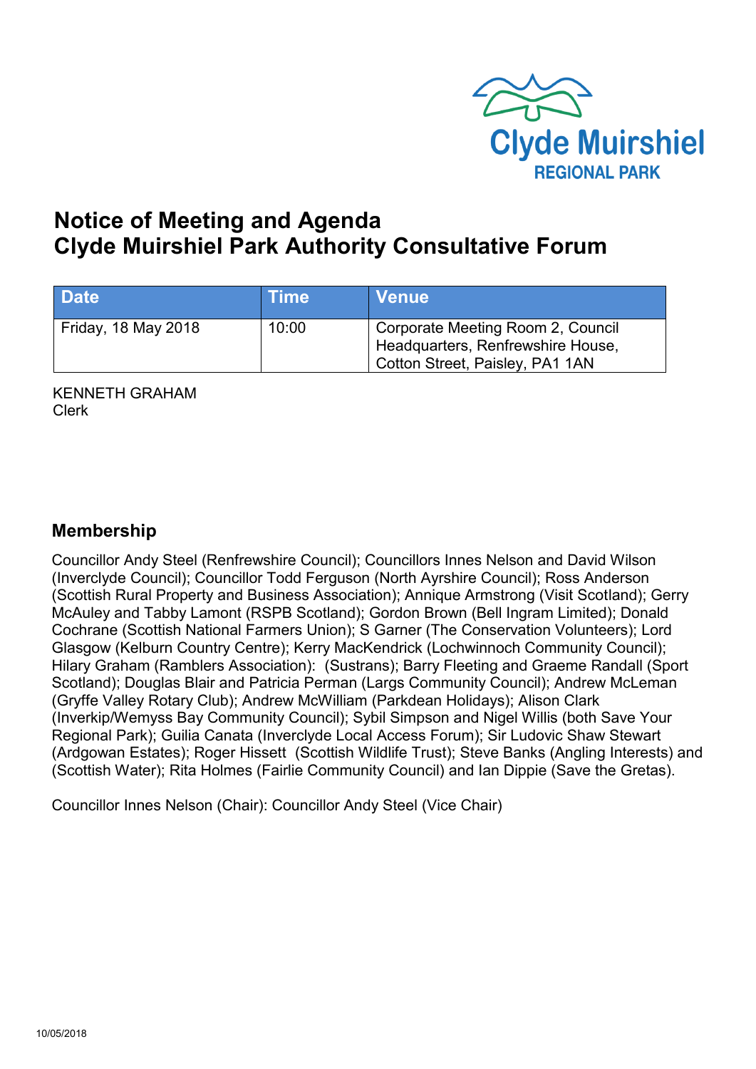Clyde Muirshiel
REGIONAL PARK

# Notice of Meeting and Agenda
# Clyde Muirshiel Park Authority Consultative Forum

| Date | Time | Venue |
| --- | --- | --- |
| Friday, 18 May 2018 | 10:00 | Corporate Meeting Room 2, Council Headquarters, Renfrewshire House, Cotton Street, Paisley, PA1 1AN |

KENNETH GRAHAM
Clerk

## Membership

Councillor Andy Steel (Renfrewshire Council); Councillors Innes Nelson and David Wilson (Inverclyde Council); Councillor Todd Ferguson (North Ayrshire Council); Ross Anderson (Scottish Rural Property and Business Association); Annique Armstrong (Visit Scotland); Gerry McAuley and Tabby Lamont (RSPB Scotland); Gordon Brown (Bell Ingram Limited); Donald Cochrane (Scottish National Farmers Union); S Garner (The Conservation Volunteers); Lord Glasgow (Kelburn Country Centre); Kerry MacKendrick (Lochwinnoch Community Council); Hilary Graham (Ramblers Association): (Sustrans); Barry Fleeting and Graeme Randall (Sport Scotland); Douglas Blair and Patricia Perman (Largs Community Council); Andrew McLeman (Gryffe Valley Rotary Club); Andrew McWilliam (Parkdean Holidays); Alison Clark (Inverkip/Wemyss Bay Community Council); Sybil Simpson and Nigel Willis (both Save Your Regional Park); Guilia Canata (Inverclyde Local Access Forum); Sir Ludovic Shaw Stewart (Ardgowan Estates); Roger Hissett (Scottish Wildlife Trust); Steve Banks (Angling Interests) and (Scottish Water); Rita Holmes (Fairlie Community Council) and Ian Dippie (Save the Gretas).

Councillor Innes Nelson (Chair): Councillor Andy Steel (Vice Chair)

10/05/2018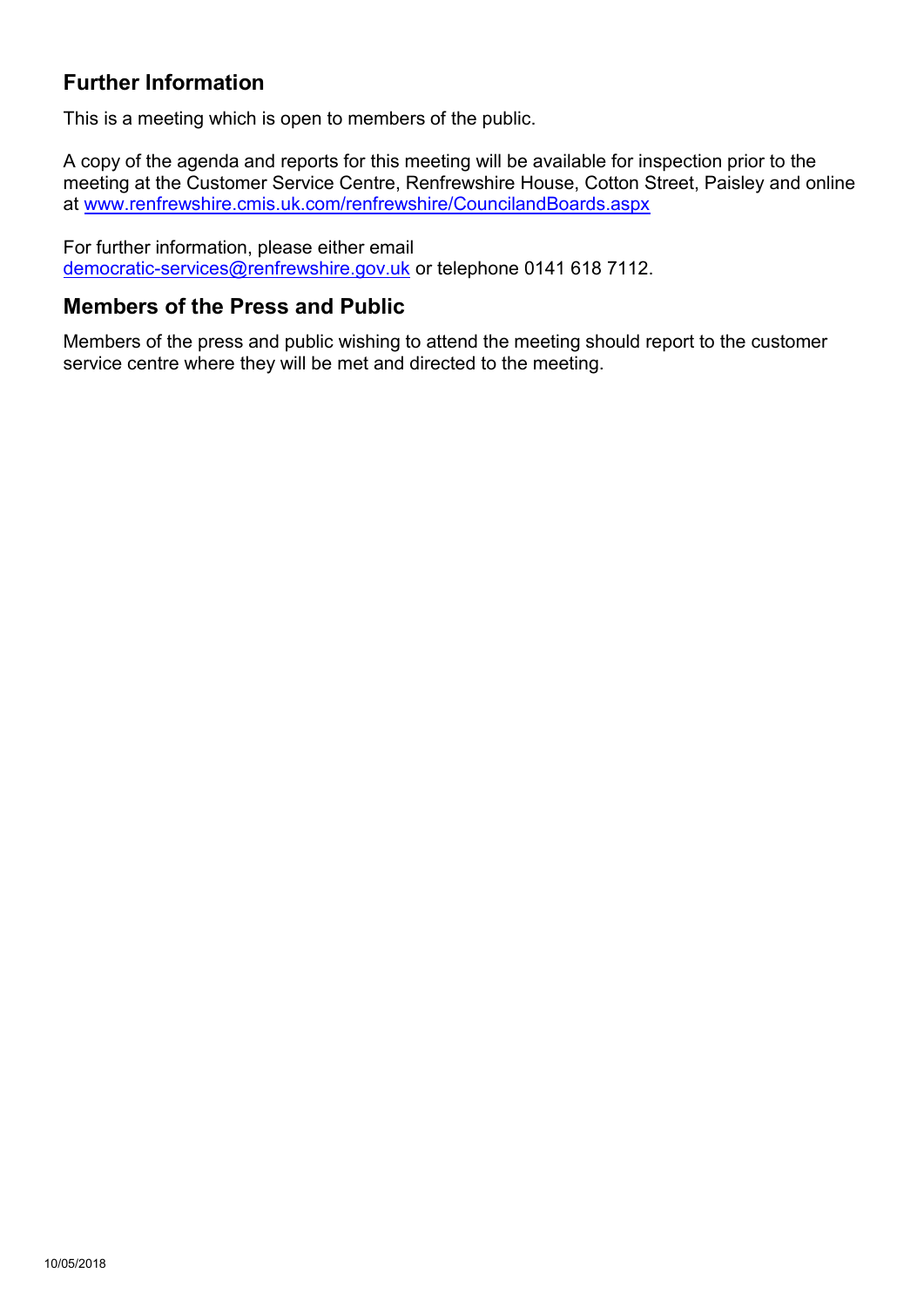## Further Information

This is a meeting which is open to members of the public.

A copy of the agenda and reports for this meeting will be available for inspection prior to the meeting at the Customer Service Centre, Renfrewshire House, Cotton Street, Paisley and online at www.renfrewshire.cmis.uk.com/renfrewshire/CouncilandBoards.aspx

For further information, please either email democratic-services@renfrewshire.gov.uk or telephone 0141 618 7112.

## Members of the Press and Public

Members of the press and public wishing to attend the meeting should report to the customer service centre where they will be met and directed to the meeting.

10/05/2018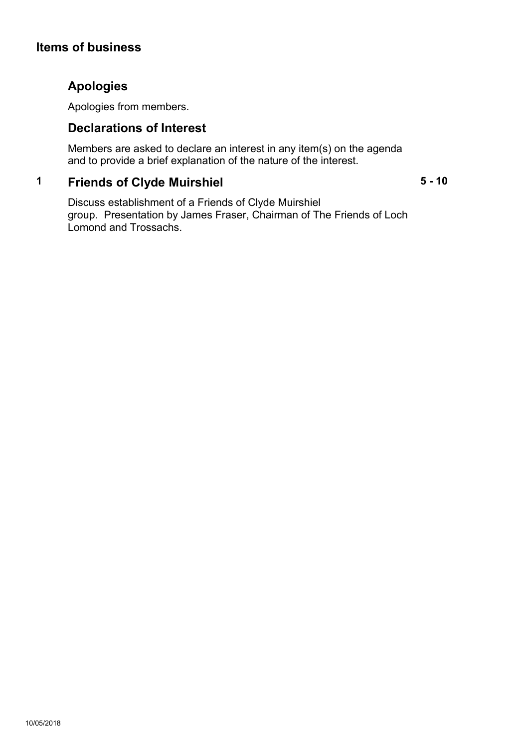## Items of business

### Apologies

Apologies from members.

### Declarations of Interest

Members are asked to declare an interest in any item(s) on the agenda and to provide a brief explanation of the nature of the interest.

### 1 Friends of Clyde Muirshiel — 5 - 10

Discuss establishment of a Friends of Clyde Muirshiel group. Presentation by James Fraser, Chairman of The Friends of Loch Lomond and Trossachs.

10/05/2018